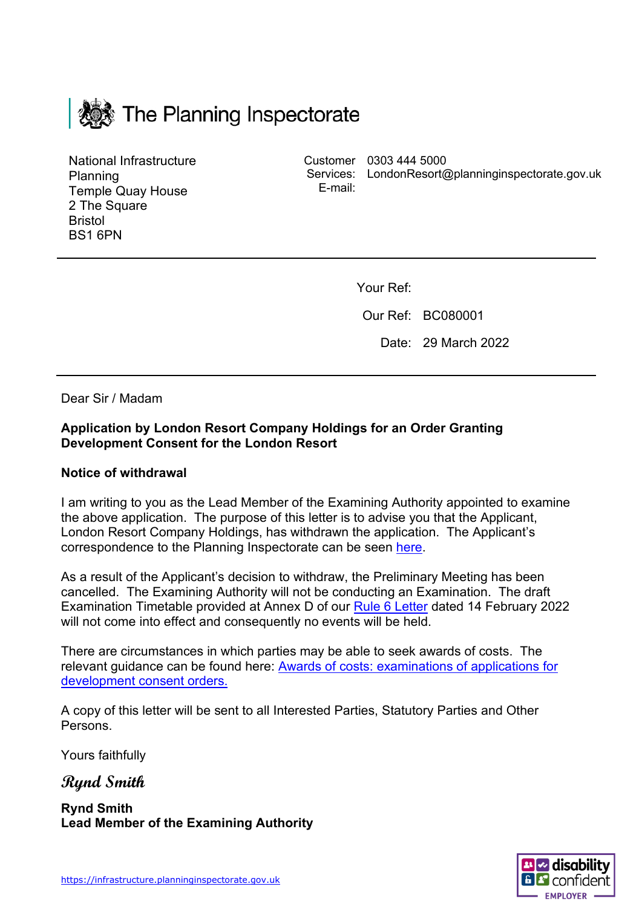The Planning Inspectorate

National Infrastructure Planning
Temple Quay House
2 The Square
Bristol
BS1 6PN

Customer Services: 0303 444 5000
E-mail: LondonResort@planninginspectorate.gov.uk

Your Ref:

Our Ref: BC080001

Date: 29 March 2022

Dear Sir / Madam

**Application by London Resort Company Holdings for an Order Granting Development Consent for the London Resort**

**Notice of withdrawal**

I am writing to you as the Lead Member of the Examining Authority appointed to examine the above application. The purpose of this letter is to advise you that the Applicant, London Resort Company Holdings, has withdrawn the application. The Applicant's correspondence to the Planning Inspectorate can be seen here.

As a result of the Applicant's decision to withdraw, the Preliminary Meeting has been cancelled. The Examining Authority will not be conducting an Examination. The draft Examination Timetable provided at Annex D of our Rule 6 Letter dated 14 February 2022 will not come into effect and consequently no events will be held.

There are circumstances in which parties may be able to seek awards of costs. The relevant guidance can be found here: Awards of costs: examinations of applications for development consent orders.

A copy of this letter will be sent to all Interested Parties, Statutory Parties and Other Persons.

Yours faithfully

*Rynd Smith*

**Rynd Smith**
**Lead Member of the Examining Authority**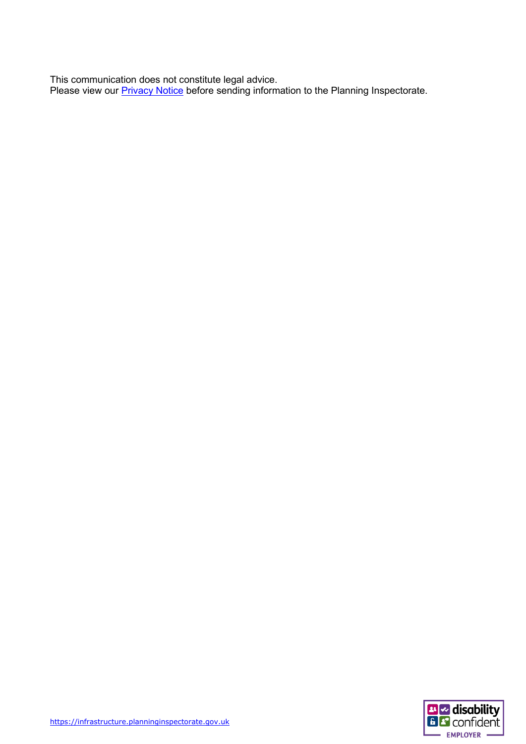This communication does not constitute legal advice.
Please view our Privacy Notice before sending information to the Planning Inspectorate.

https://infrastructure.planninginspectorate.gov.uk